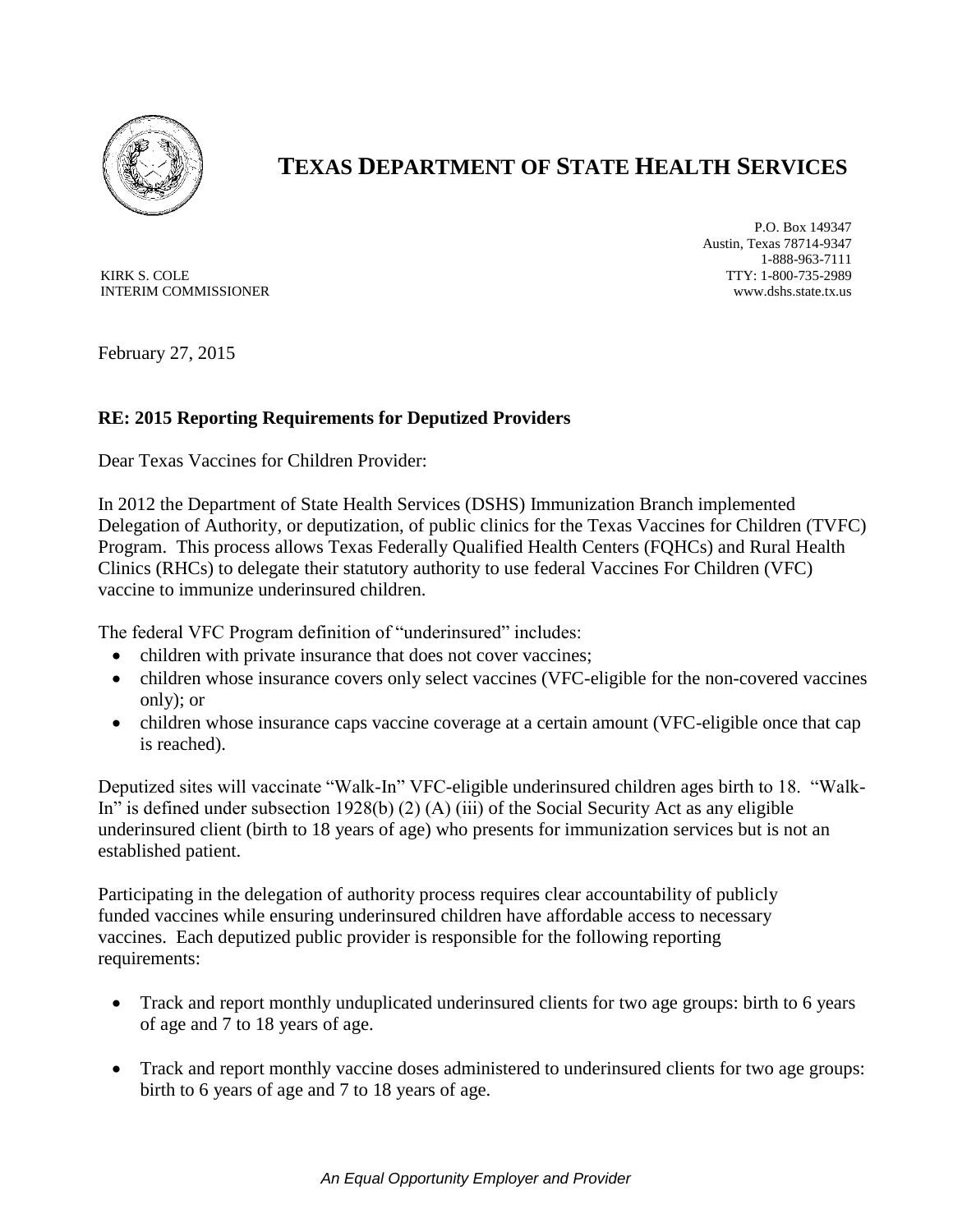# TEXAS DEPARTMENT OF STATE HEALTH SERVICES

P.O. Box 149347
Austin, Texas 78714-9347
1-888-963-7111
TTY: 1-800-735-2989
www.dshs.state.tx.us

KIRK S. COLE
INTERIM COMMISSIONER

February 27, 2015

**RE: 2015 Reporting Requirements for Deputized Providers**

Dear Texas Vaccines for Children Provider:

In 2012 the Department of State Health Services (DSHS) Immunization Branch implemented Delegation of Authority, or deputization, of public clinics for the Texas Vaccines for Children (TVFC) Program. This process allows Texas Federally Qualified Health Centers (FQHCs) and Rural Health Clinics (RHCs) to delegate their statutory authority to use federal Vaccines For Children (VFC) vaccine to immunize underinsured children.

The federal VFC Program definition of "underinsured" includes:

- children with private insurance that does not cover vaccines;
- children whose insurance covers only select vaccines (VFC-eligible for the non-covered vaccines only); or
- children whose insurance caps vaccine coverage at a certain amount (VFC-eligible once that cap is reached).

Deputized sites will vaccinate "Walk-In" VFC-eligible underinsured children ages birth to 18. "Walk-In" is defined under subsection 1928(b) (2) (A) (iii) of the Social Security Act as any eligible underinsured client (birth to 18 years of age) who presents for immunization services but is not an established patient.

Participating in the delegation of authority process requires clear accountability of publicly funded vaccines while ensuring underinsured children have affordable access to necessary vaccines. Each deputized public provider is responsible for the following reporting requirements:

- Track and report monthly unduplicated underinsured clients for two age groups: birth to 6 years of age and 7 to 18 years of age.
- Track and report monthly vaccine doses administered to underinsured clients for two age groups: birth to 6 years of age and 7 to 18 years of age.

*An Equal Opportunity Employer and Provider*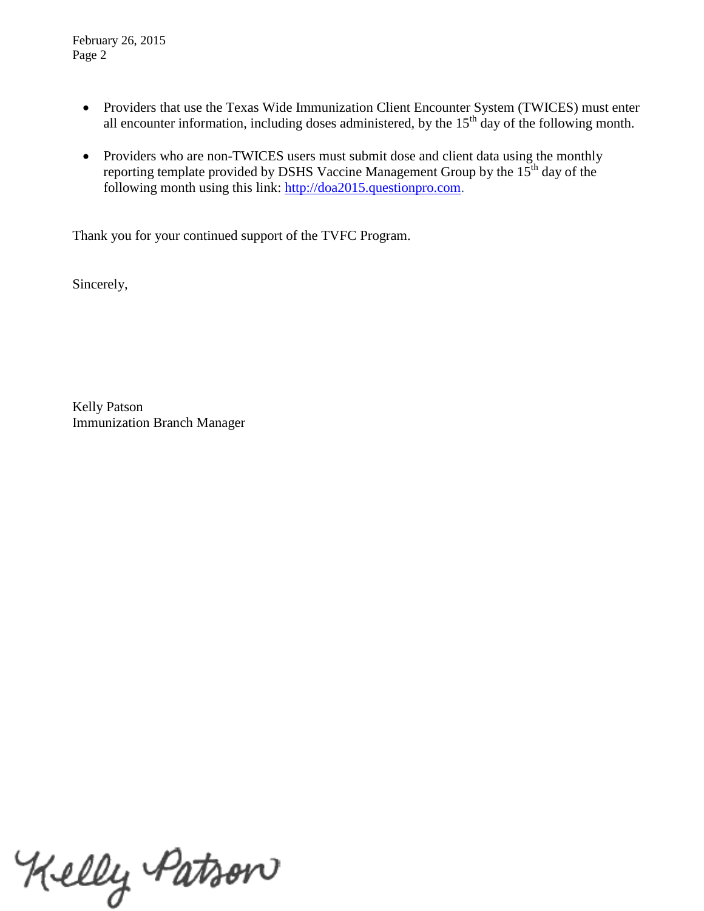- Providers that use the Texas Wide Immunization Client Encounter System (TWICES) must enter all encounter information, including doses administered, by the 15th day of the following month.

- Providers who are non-TWICES users must submit dose and client data using the monthly reporting template provided by DSHS Vaccine Management Group by the 15th day of the following month using this link: http://doa2015.questionpro.com.

Thank you for your continued support of the TVFC Program.

Sincerely,

Kelly Patson
Immunization Branch Manager